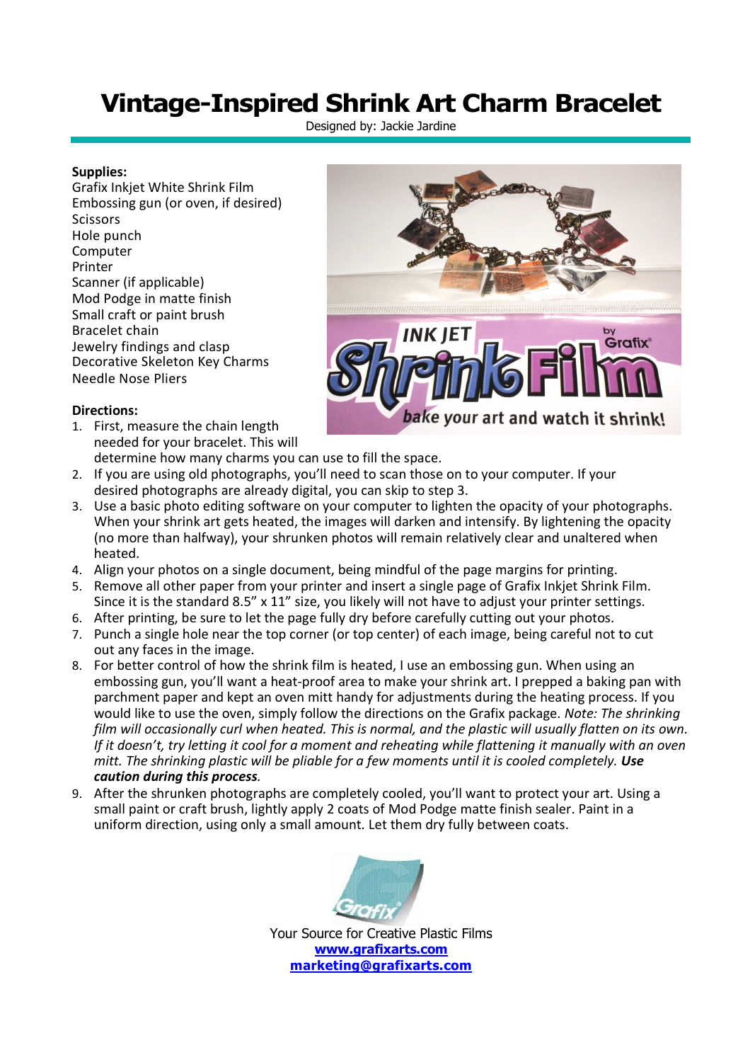# Vintage-Inspired Shrink Art Charm Bracelet

Designed by: Jackie Jardine

**Supplies:**

Grafix Inkjet White Shrink Film
Embossing gun (or oven, if desired)
Scissors
Hole punch
Computer
Printer
Scanner (if applicable)
Mod Podge in matte finish
Small craft or paint brush
Bracelet chain
Jewelry findings and clasp
Decorative Skeleton Key Charms
Needle Nose Pliers

**Directions:**

1. First, measure the chain length needed for your bracelet. This will determine how many charms you can use to fill the space.
2. If you are using old photographs, you'll need to scan those on to your computer. If your desired photographs are already digital, you can skip to step 3.
3. Use a basic photo editing software on your computer to lighten the opacity of your photographs. When your shrink art gets heated, the images will darken and intensify. By lightening the opacity (no more than halfway), your shrunken photos will remain relatively clear and unaltered when heated.
4. Align your photos on a single document, being mindful of the page margins for printing.
5. Remove all other paper from your printer and insert a single page of Grafix Inkjet Shrink Film. Since it is the standard 8.5" x 11" size, you likely will not have to adjust your printer settings.
6. After printing, be sure to let the page fully dry before carefully cutting out your photos.
7. Punch a single hole near the top corner (or top center) of each image, being careful not to cut out any faces in the image.
8. For better control of how the shrink film is heated, I use an embossing gun. When using an embossing gun, you'll want a heat-proof area to make your shrink art. I prepped a baking pan with parchment paper and kept an oven mitt handy for adjustments during the heating process. If you would like to use the oven, simply follow the directions on the Grafix package. *Note: The shrinking film will occasionally curl when heated. This is normal, and the plastic will usually flatten on its own. If it doesn't, try letting it cool for a moment and reheating while flattening it manually with an oven mitt. The shrinking plastic will be pliable for a few moments until it is cooled completely.* ***Use caution during this process***.
9. After the shrunken photographs are completely cooled, you'll want to protect your art. Using a small paint or craft brush, lightly apply 2 coats of Mod Podge matte finish sealer. Paint in a uniform direction, using only a small amount. Let them dry fully between coats.

Your Source for Creative Plastic Films
**www.grafixarts.com**
**marketing@grafixarts.com**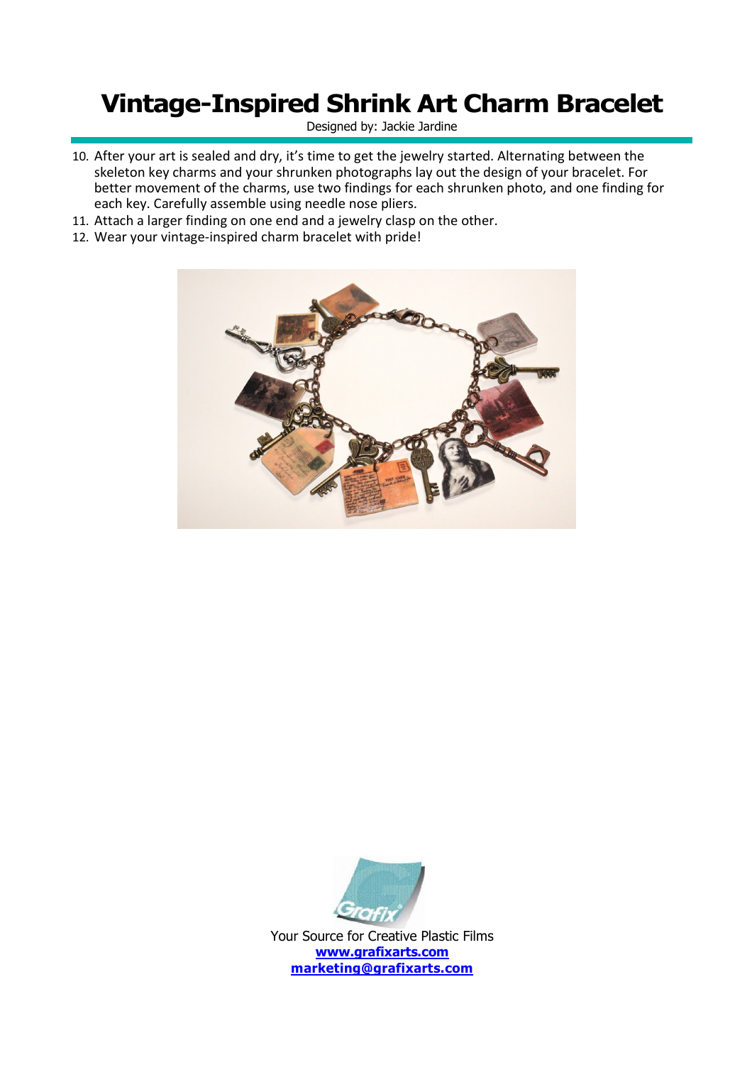# Vintage-Inspired Shrink Art Charm Bracelet

Designed by: Jackie Jardine

10. After your art is sealed and dry, it's time to get the jewelry started. Alternating between the skeleton key charms and your shrunken photographs lay out the design of your bracelet. For better movement of the charms, use two findings for each shrunken photo, and one finding for each key. Carefully assemble using needle nose pliers.
11. Attach a larger finding on one end and a jewelry clasp on the other.
12. Wear your vintage-inspired charm bracelet with pride!

Your Source for Creative Plastic Films
**www.grafixarts.com**
**marketing@grafixarts.com**